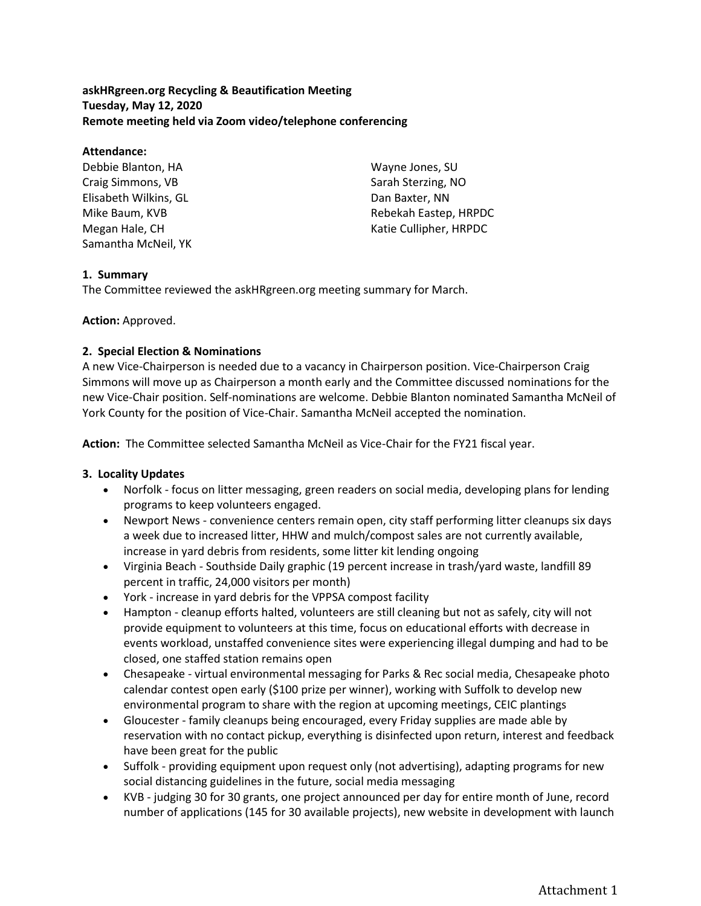**askHRgreen.org Recycling & Beautification Meeting**
**Tuesday, May 12, 2020**
**Remote meeting held via Zoom video/telephone conferencing**

**Attendance:**

Debbie Blanton, HA
Craig Simmons, VB
Elisabeth Wilkins, GL
Mike Baum, KVB
Megan Hale, CH
Samantha McNeil, YK
Wayne Jones, SU
Sarah Sterzing, NO
Dan Baxter, NN
Rebekah Eastep, HRPDC
Katie Cullipher, HRPDC

**1. Summary**

The Committee reviewed the askHRgreen.org meeting summary for March.

**Action:** Approved.

**2. Special Election & Nominations**

A new Vice-Chairperson is needed due to a vacancy in Chairperson position. Vice-Chairperson Craig Simmons will move up as Chairperson a month early and the Committee discussed nominations for the new Vice-Chair position. Self-nominations are welcome. Debbie Blanton nominated Samantha McNeil of York County for the position of Vice-Chair. Samantha McNeil accepted the nomination.

**Action:** The Committee selected Samantha McNeil as Vice-Chair for the FY21 fiscal year.

**3. Locality Updates**

- Norfolk - focus on litter messaging, green readers on social media, developing plans for lending programs to keep volunteers engaged.
- Newport News - convenience centers remain open, city staff performing litter cleanups six days a week due to increased litter, HHW and mulch/compost sales are not currently available, increase in yard debris from residents, some litter kit lending ongoing
- Virginia Beach - Southside Daily graphic (19 percent increase in trash/yard waste, landfill 89 percent in traffic, 24,000 visitors per month)
- York - increase in yard debris for the VPPSA compost facility
- Hampton - cleanup efforts halted, volunteers are still cleaning but not as safely, city will not provide equipment to volunteers at this time, focus on educational efforts with decrease in events workload, unstaffed convenience sites were experiencing illegal dumping and had to be closed, one staffed station remains open
- Chesapeake - virtual environmental messaging for Parks & Rec social media, Chesapeake photo calendar contest open early ($100 prize per winner), working with Suffolk to develop new environmental program to share with the region at upcoming meetings, CEIC plantings
- Gloucester - family cleanups being encouraged, every Friday supplies are made able by reservation with no contact pickup, everything is disinfected upon return, interest and feedback have been great for the public
- Suffolk - providing equipment upon request only (not advertising), adapting programs for new social distancing guidelines in the future, social media messaging
- KVB - judging 30 for 30 grants, one project announced per day for entire month of June, record number of applications (145 for 30 available projects), new website in development with launch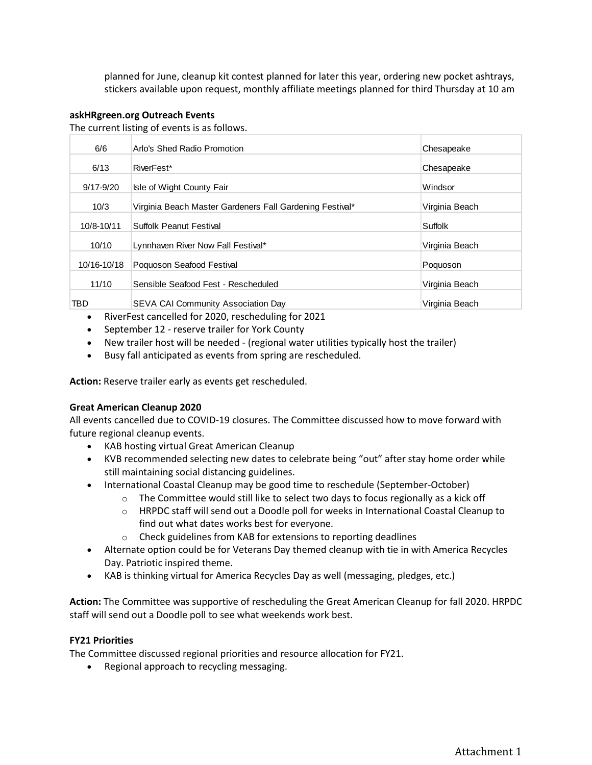planned for June, cleanup kit contest planned for later this year, ordering new pocket ashtrays, stickers available upon request, monthly affiliate meetings planned for third Thursday at 10 am

**askHRgreen.org Outreach Events**

The current listing of events is as follows.

| | | |
|---|---|---|
| 6/6 | Arlo's Shed Radio Promotion | Chesapeake |
| 6/13 | RiverFest* | Chesapeake |
| 9/17-9/20 | Isle of Wight County Fair | Windsor |
| 10/3 | Virginia Beach Master Gardeners Fall Gardening Festival* | Virginia Beach |
| 10/8-10/11 | Suffolk Peanut Festival | Suffolk |
| 10/10 | Lynnhaven River Now Fall Festival* | Virginia Beach |
| 10/16-10/18 | Poquoson Seafood Festival | Poquoson |
| 11/10 | Sensible Seafood Fest - Rescheduled | Virginia Beach |
| TBD | SEVA CAI Community Association Day | Virginia Beach |

- RiverFest cancelled for 2020, rescheduling for 2021
- September 12 - reserve trailer for York County
- New trailer host will be needed - (regional water utilities typically host the trailer)
- Busy fall anticipated as events from spring are rescheduled.

**Action:** Reserve trailer early as events get rescheduled.

**Great American Cleanup 2020**

All events cancelled due to COVID-19 closures. The Committee discussed how to move forward with future regional cleanup events.

- KAB hosting virtual Great American Cleanup
- KVB recommended selecting new dates to celebrate being "out" after stay home order while still maintaining social distancing guidelines.
- International Coastal Cleanup may be good time to reschedule (September-October)
  - The Committee would still like to select two days to focus regionally as a kick off
  - HRPDC staff will send out a Doodle poll for weeks in International Coastal Cleanup to find out what dates works best for everyone.
  - Check guidelines from KAB for extensions to reporting deadlines
- Alternate option could be for Veterans Day themed cleanup with tie in with America Recycles Day. Patriotic inspired theme.
- KAB is thinking virtual for America Recycles Day as well (messaging, pledges, etc.)

**Action:** The Committee was supportive of rescheduling the Great American Cleanup for fall 2020. HRPDC staff will send out a Doodle poll to see what weekends work best.

**FY21 Priorities**

The Committee discussed regional priorities and resource allocation for FY21.

- Regional approach to recycling messaging.

Attachment 1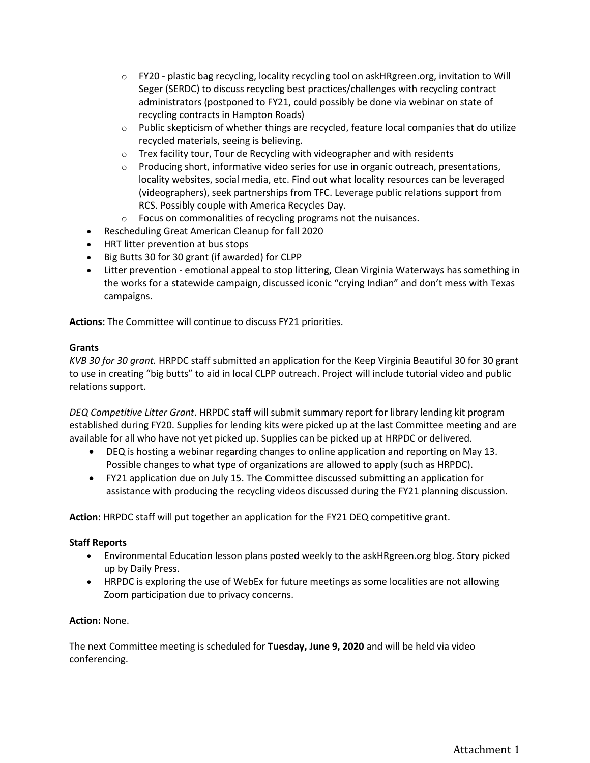- FY20 - plastic bag recycling, locality recycling tool on askHRgreen.org, invitation to Will Seger (SERDC) to discuss recycling best practices/challenges with recycling contract administrators (postponed to FY21, could possibly be done via webinar on state of recycling contracts in Hampton Roads)
  - Public skepticism of whether things are recycled, feature local companies that do utilize recycled materials, seeing is believing.
  - Trex facility tour, Tour de Recycling with videographer and with residents
  - Producing short, informative video series for use in organic outreach, presentations, locality websites, social media, etc. Find out what locality resources can be leveraged (videographers), seek partnerships from TFC. Leverage public relations support from RCS. Possibly couple with America Recycles Day.
  - Focus on commonalities of recycling programs not the nuisances.
- Rescheduling Great American Cleanup for fall 2020
- HRT litter prevention at bus stops
- Big Butts 30 for 30 grant (if awarded) for CLPP
- Litter prevention - emotional appeal to stop littering, Clean Virginia Waterways has something in the works for a statewide campaign, discussed iconic "crying Indian" and don't mess with Texas campaigns.

**Actions:** The Committee will continue to discuss FY21 priorities.

**Grants**

*KVB 30 for 30 grant.* HRPDC staff submitted an application for the Keep Virginia Beautiful 30 for 30 grant to use in creating "big butts" to aid in local CLPP outreach. Project will include tutorial video and public relations support.

*DEQ Competitive Litter Grant*. HRPDC staff will submit summary report for library lending kit program established during FY20. Supplies for lending kits were picked up at the last Committee meeting and are available for all who have not yet picked up. Supplies can be picked up at HRPDC or delivered.

- DEQ is hosting a webinar regarding changes to online application and reporting on May 13. Possible changes to what type of organizations are allowed to apply (such as HRPDC).
- FY21 application due on July 15. The Committee discussed submitting an application for assistance with producing the recycling videos discussed during the FY21 planning discussion.

**Action:** HRPDC staff will put together an application for the FY21 DEQ competitive grant.

**Staff Reports**

- Environmental Education lesson plans posted weekly to the askHRgreen.org blog. Story picked up by Daily Press.
- HRPDC is exploring the use of WebEx for future meetings as some localities are not allowing Zoom participation due to privacy concerns.

**Action:** None.

The next Committee meeting is scheduled for **Tuesday, June 9, 2020** and will be held via video conferencing.

Attachment 1